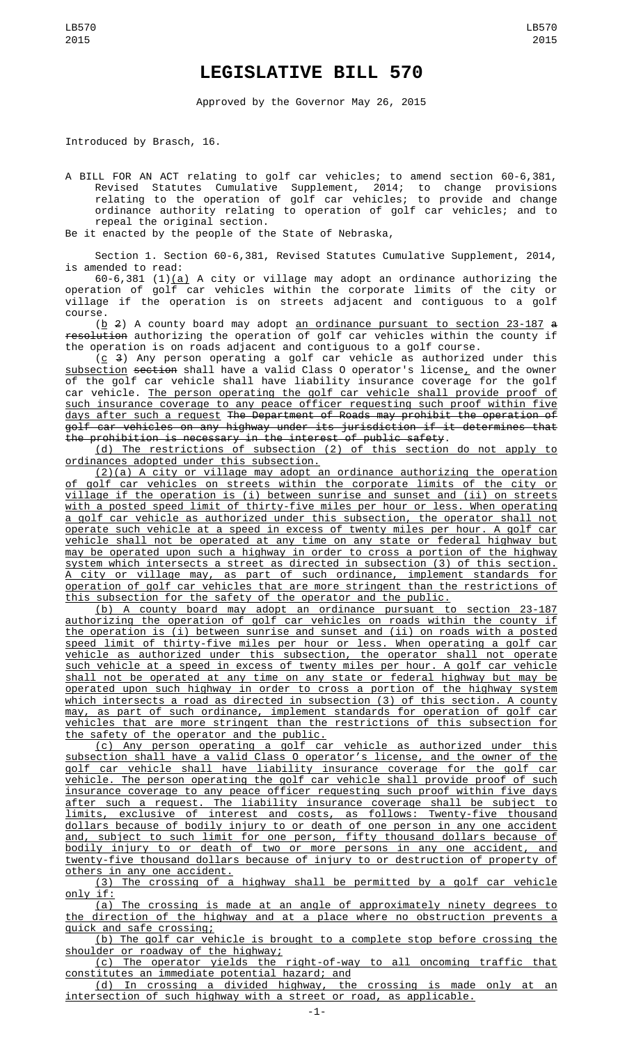# LEGISLATIVE BILL 570

Approved by the Governor May 26, 2015

Introduced by Brasch, 16.

A BILL FOR AN ACT relating to golf car vehicles; to amend section 60-6,381, Revised Statutes Cumulative Supplement, 2014; to change provisions relating to the operation of golf car vehicles; to provide and change ordinance authority relating to operation of golf car vehicles; and to repeal the original section.

Be it enacted by the people of the State of Nebraska,

Section 1. Section 60-6,381, Revised Statutes Cumulative Supplement, 2014, is amended to read:

60-6,381 (1)(a) A city or village may adopt an ordinance authorizing the operation of golf car vehicles within the corporate limits of the city or village if the operation is on streets adjacent and contiguous to a golf course.

(b 2) A county board may adopt an ordinance pursuant to section 23-187 a resolution authorizing the operation of golf car vehicles within the county if the operation is on roads adjacent and contiguous to a golf course.

(c 3) Any person operating a golf car vehicle as authorized under this subsection section shall have a valid Class O operator's license, and the owner of the golf car vehicle shall have liability insurance coverage for the golf car vehicle. The person operating the golf car vehicle shall provide proof of such insurance coverage to any peace officer requesting such proof within five days after such a request The Department of Roads may prohibit the operation of golf car vehicles on any highway under its jurisdiction if it determines that the prohibition is necessary in the interest of public safety.

(d) The restrictions of subsection (2) of this section do not apply to ordinances adopted under this subsection.

(2)(a) A city or village may adopt an ordinance authorizing the operation of golf car vehicles on streets within the corporate limits of the city or village if the operation is (i) between sunrise and sunset and (ii) on streets with a posted speed limit of thirty-five miles per hour or less. When operating a golf car vehicle as authorized under this subsection, the operator shall not operate such vehicle at a speed in excess of twenty miles per hour. A golf car vehicle shall not be operated at any time on any state or federal highway but may be operated upon such a highway in order to cross a portion of the highway system which intersects a street as directed in subsection (3) of this section. A city or village may, as part of such ordinance, implement standards for operation of golf car vehicles that are more stringent than the restrictions of this subsection for the safety of the operator and the public.

(b) A county board may adopt an ordinance pursuant to section 23-187 authorizing the operation of golf car vehicles on roads within the county if the operation is (i) between sunrise and sunset and (ii) on roads with a posted speed limit of thirty-five miles per hour or less. When operating a golf car vehicle as authorized under this subsection, the operator shall not operate such vehicle at a speed in excess of twenty miles per hour. A golf car vehicle shall not be operated at any time on any state or federal highway but may be operated upon such highway in order to cross a portion of the highway system which intersects a road as directed in subsection (3) of this section. A county may, as part of such ordinance, implement standards for operation of golf car vehicles that are more stringent than the restrictions of this subsection for the safety of the operator and the public.

(c) Any person operating a golf car vehicle as authorized under this subsection shall have a valid Class O operator's license, and the owner of the golf car vehicle shall have liability insurance coverage for the golf car vehicle. The person operating the golf car vehicle shall provide proof of such insurance coverage to any peace officer requesting such proof within five days after such a request. The liability insurance coverage shall be subject to limits, exclusive of interest and costs, as follows: Twenty-five thousand dollars because of bodily injury to or death of one person in any one accident and, subject to such limit for one person, fifty thousand dollars because of bodily injury to or death of two or more persons in any one accident, and twenty-five thousand dollars because of injury to or destruction of property of others in any one accident.

(3) The crossing of a highway shall be permitted by a golf car vehicle only if:

(a) The crossing is made at an angle of approximately ninety degrees to the direction of the highway and at a place where no obstruction prevents a quick and safe crossing;

(b) The golf car vehicle is brought to a complete stop before crossing the shoulder or roadway of the highway;

(c) The operator yields the right-of-way to all oncoming traffic that constitutes an immediate potential hazard; and

(d) In crossing a divided highway, the crossing is made only at an intersection of such highway with a street or road, as applicable.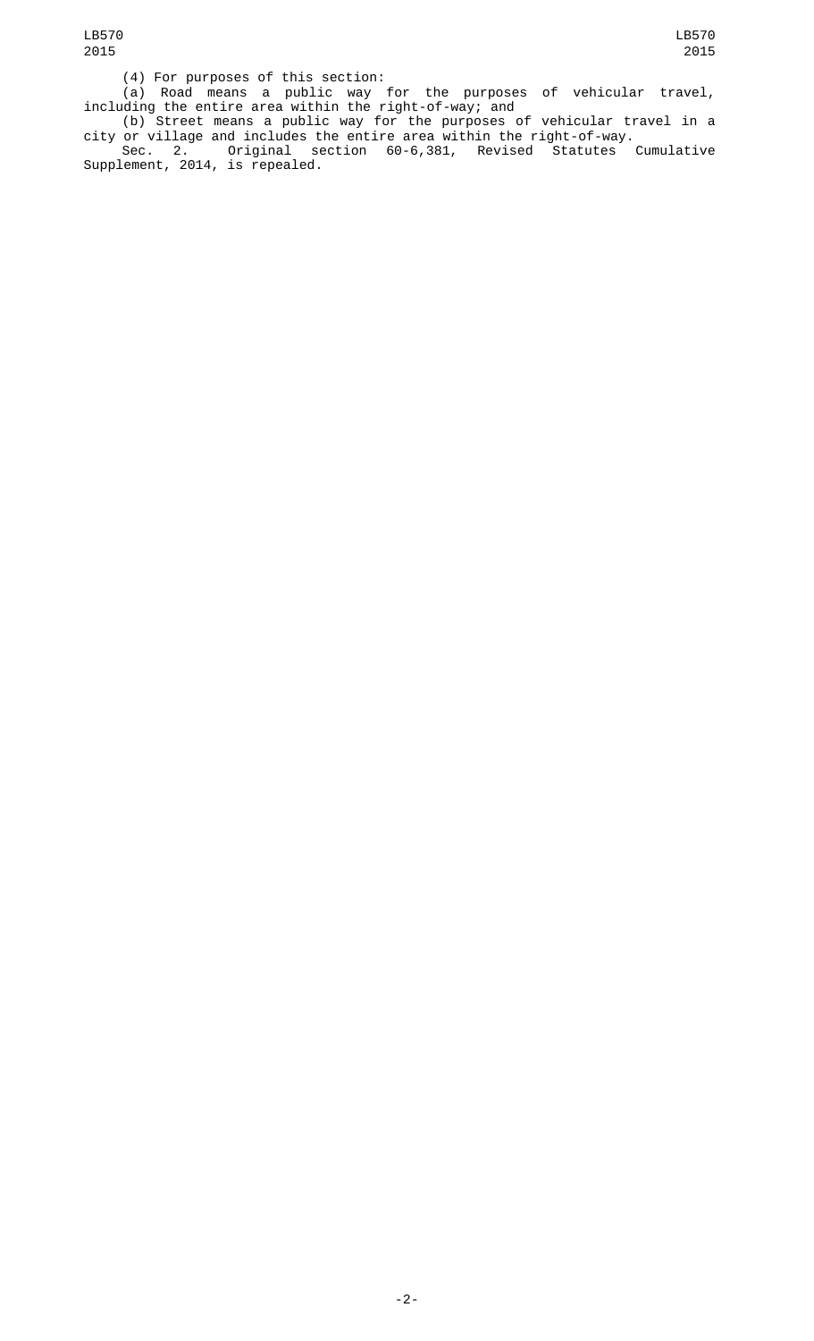(4) For purposes of this section:

(a) Road means a public way for the purposes of vehicular travel, including the entire area within the right-of-way; and

(b) Street means a public way for the purposes of vehicular travel in a city or village and includes the entire area within the right-of-way.

Sec. 2. Original section 60-6,381, Revised Statutes Cumulative Supplement, 2014, is repealed.